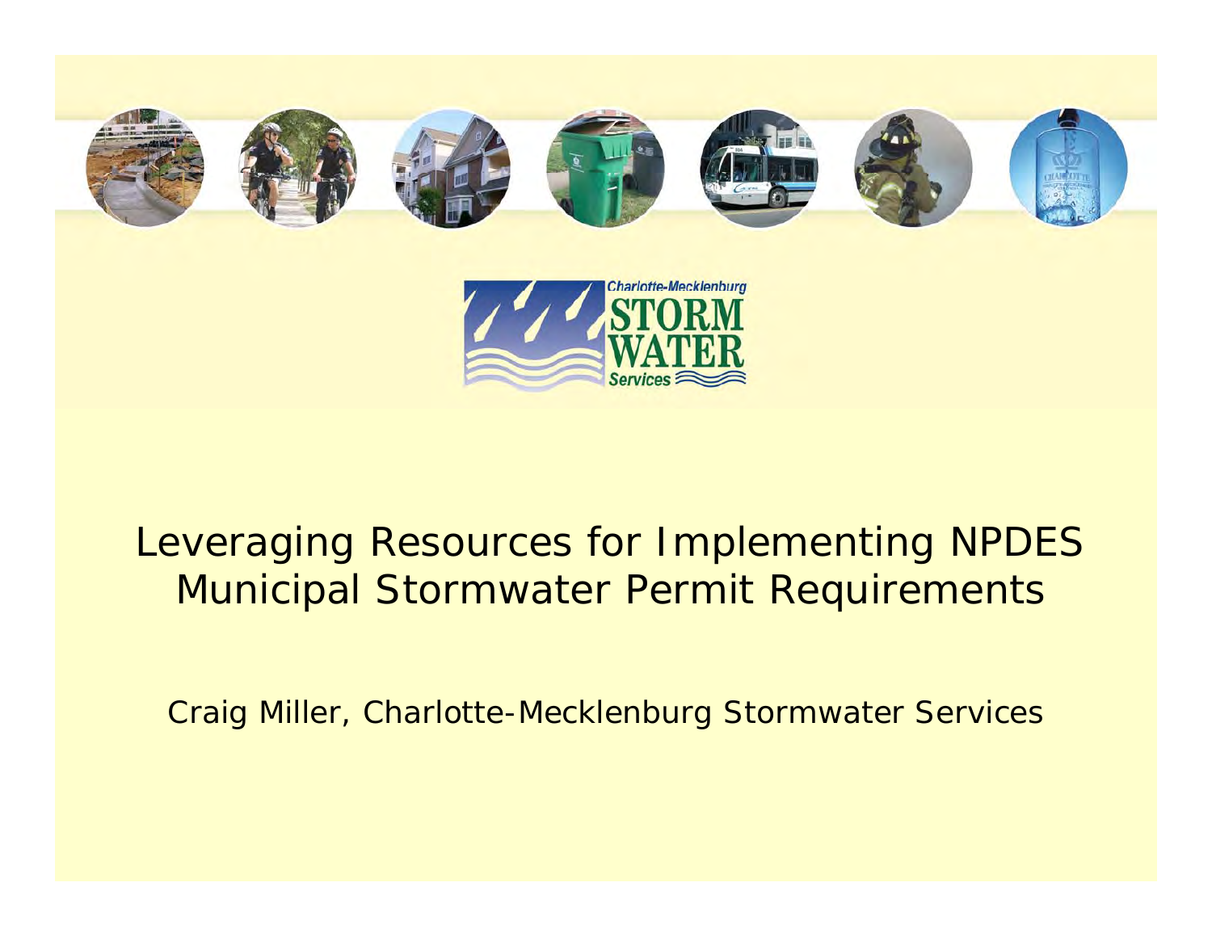Charlotte-Mecklenburg STORM WATER Services

# Leveraging Resources for Implementing NPDES Municipal Stormwater Permit Requirements

Craig Miller, Charlotte-Mecklenburg Stormwater Services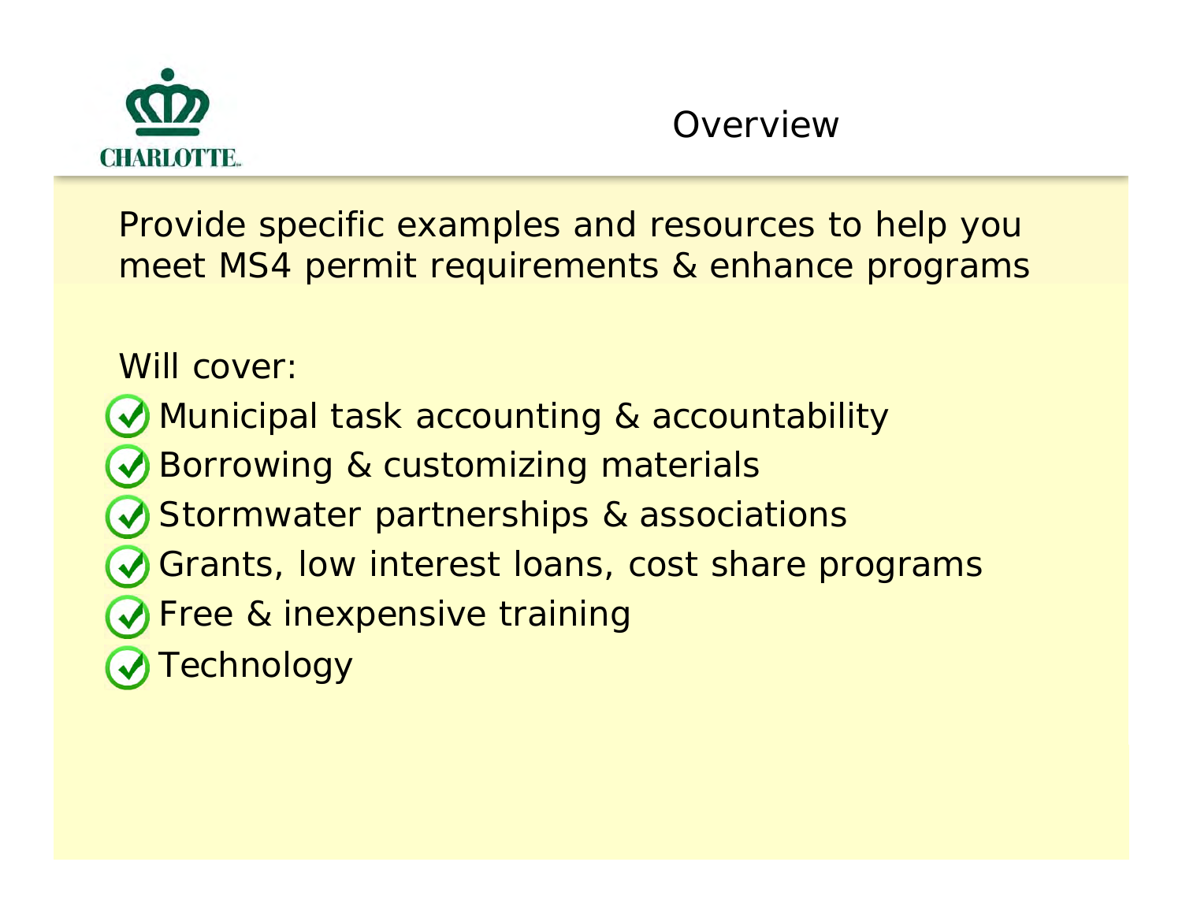# Overview

Provide specific examples and resources to help you meet MS4 permit requirements & enhance programs

Will cover:

- Municipal task accounting & accountability
- Borrowing & customizing materials
- Stormwater partnerships & associations
- Grants, low interest loans, cost share programs
- Free & inexpensive training
- Technology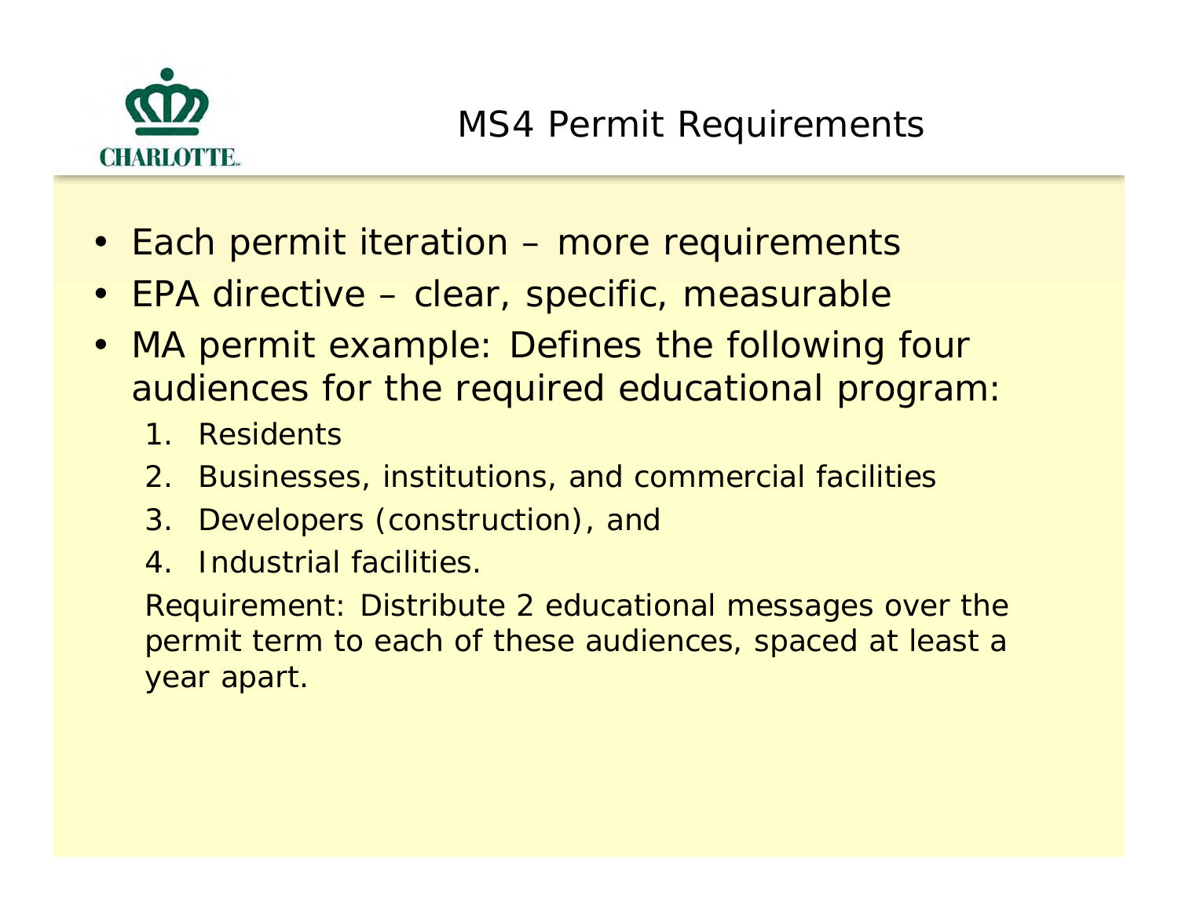# MS4 Permit Requirements

- Each permit iteration – more requirements
- EPA directive – clear, specific, measurable
- MA permit example: Defines the following four audiences for the required educational program:
    1. Residents
    2. Businesses, institutions, and commercial facilities
    3. Developers (construction), and
    4. Industrial facilities.

  Requirement: Distribute 2 educational messages over the permit term to each of these audiences, spaced at least a year apart.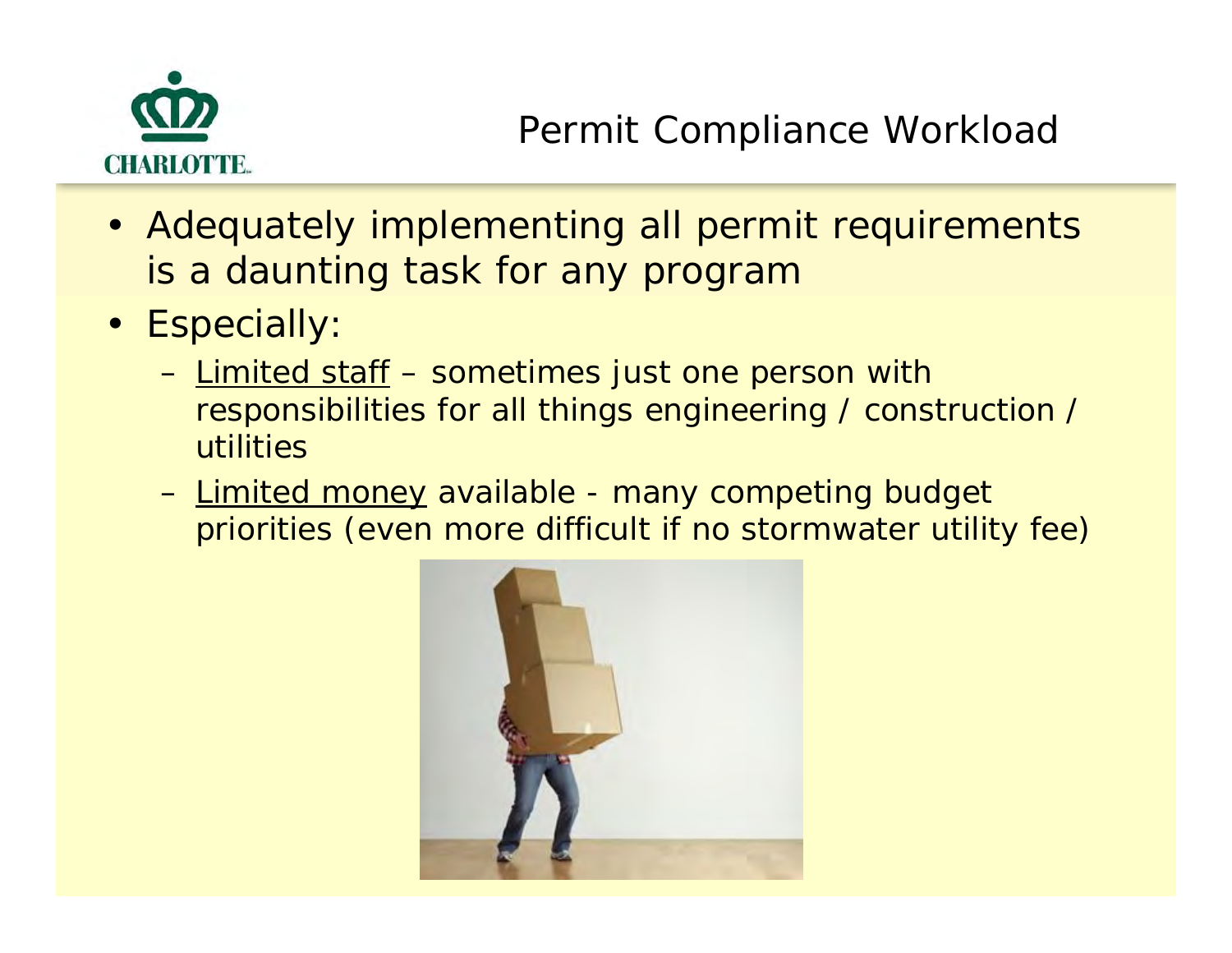# Permit Compliance Workload

- Adequately implementing all permit requirements is a daunting task for any program
- Especially:
  - Limited staff – sometimes just one person with responsibilities for all things engineering / construction / utilities
  - Limited money available - many competing budget priorities (even more difficult if no stormwater utility fee)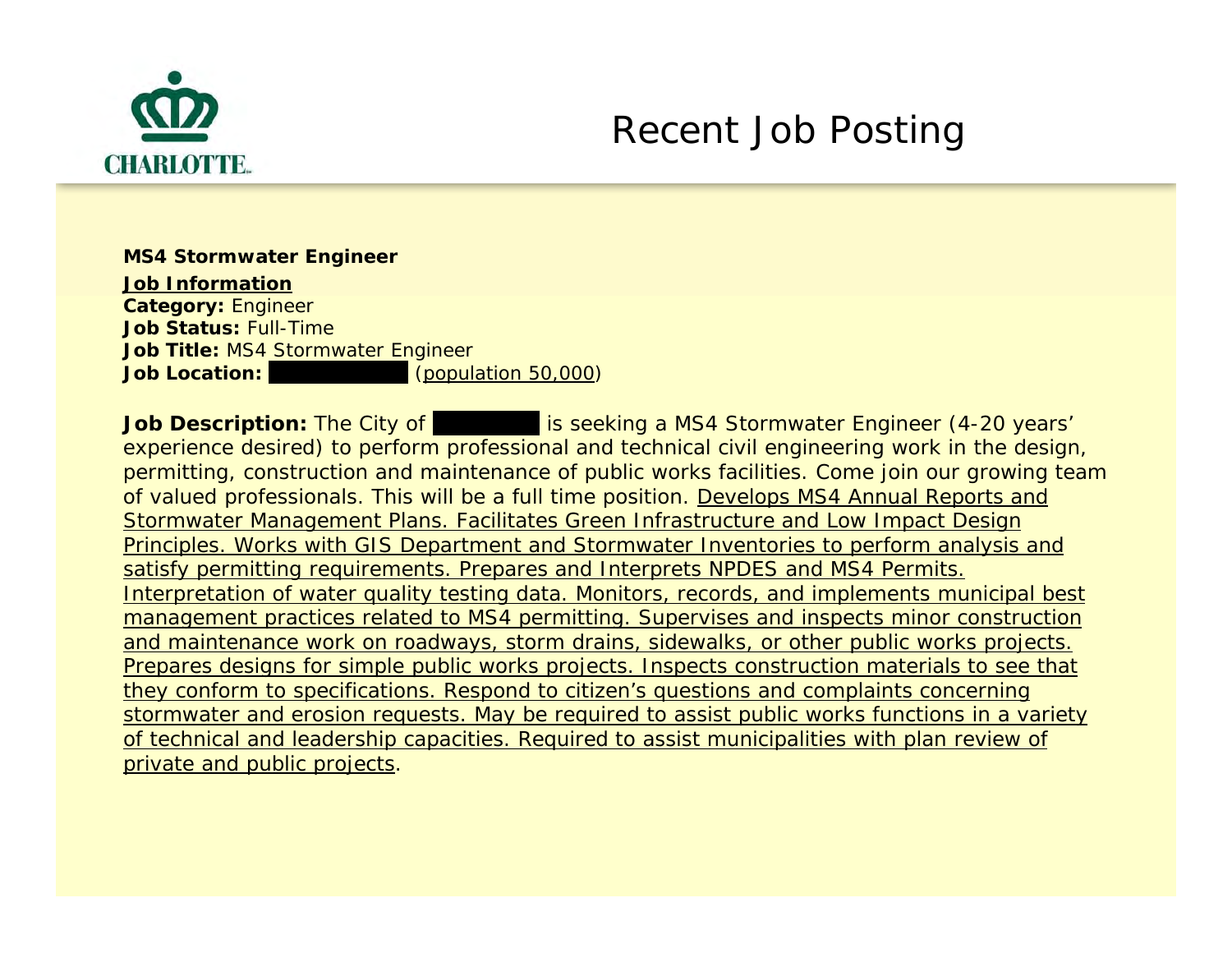# Recent Job Posting

**MS4 Stormwater Engineer**

**Job Information**

**Category:** Engineer

**Job Status:** Full-Time

**Job Title:** MS4 Stormwater Engineer

**Job Location:** (population 50,000)

**Job Description:** The City of is seeking a MS4 Stormwater Engineer (4-20 years' experience desired) to perform professional and technical civil engineering work in the design, permitting, construction and maintenance of public works facilities. Come join our growing team of valued professionals. This will be a full time position. Develops MS4 Annual Reports and Stormwater Management Plans. Facilitates Green Infrastructure and Low Impact Design Principles. Works with GIS Department and Stormwater Inventories to perform analysis and satisfy permitting requirements. Prepares and Interprets NPDES and MS4 Permits. Interpretation of water quality testing data. Monitors, records, and implements municipal best management practices related to MS4 permitting. Supervises and inspects minor construction and maintenance work on roadways, storm drains, sidewalks, or other public works projects. Prepares designs for simple public works projects. Inspects construction materials to see that they conform to specifications. Respond to citizen's questions and complaints concerning stormwater and erosion requests. May be required to assist public works functions in a variety of technical and leadership capacities. Required to assist municipalities with plan review of private and public projects.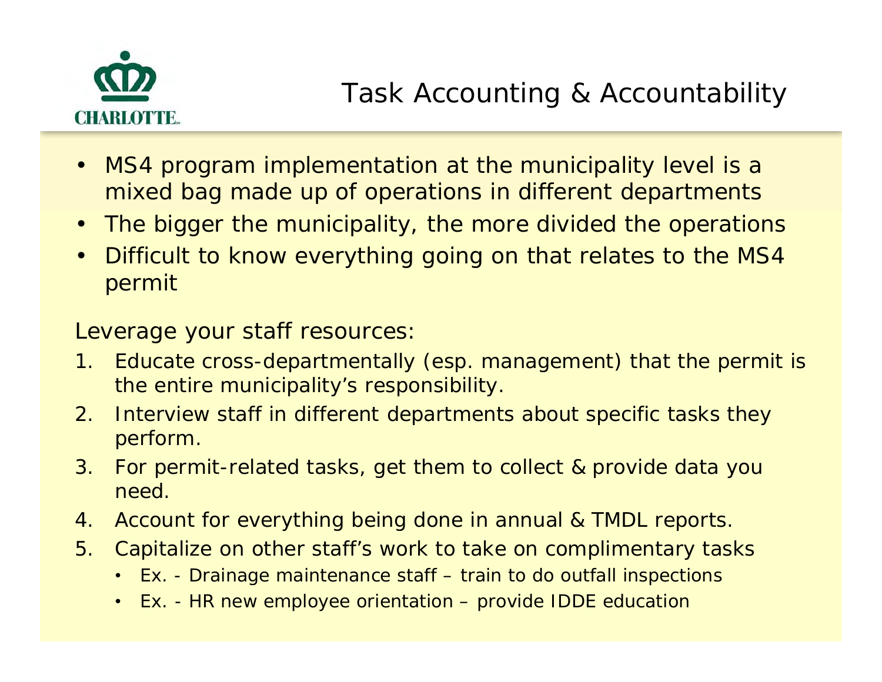# Task Accounting & Accountability

- MS4 program implementation at the municipality level is a mixed bag made up of operations in different departments
- The bigger the municipality, the more divided the operations
- Difficult to know everything going on that relates to the MS4 permit

Leverage your staff resources:

1. Educate cross-departmentally (esp. management) that the permit is the entire municipality's responsibility.
2. Interview staff in different departments about specific tasks they perform.
3. For permit-related tasks, get them to collect & provide data you need.
4. Account for everything being done in annual & TMDL reports.
5. Capitalize on other staff's work to take on complimentary tasks
   - Ex. - Drainage maintenance staff – train to do outfall inspections
   - Ex. - HR new employee orientation – provide IDDE education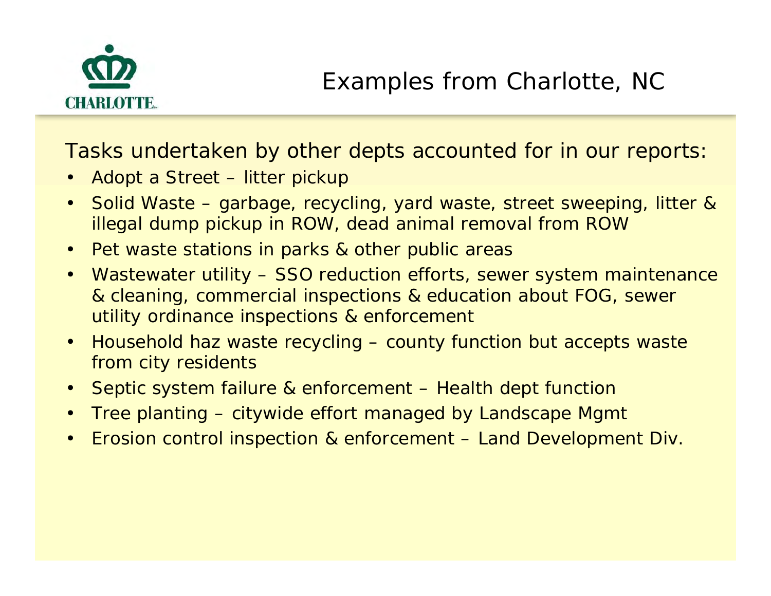# Examples from Charlotte, NC

Tasks undertaken by other depts accounted for in our reports:

- Adopt a Street – litter pickup
- Solid Waste – garbage, recycling, yard waste, street sweeping, litter & illegal dump pickup in ROW, dead animal removal from ROW
- Pet waste stations in parks & other public areas
- Wastewater utility – SSO reduction efforts, sewer system maintenance & cleaning, commercial inspections & education about FOG, sewer utility ordinance inspections & enforcement
- Household haz waste recycling – county function but accepts waste from city residents
- Septic system failure & enforcement – Health dept function
- Tree planting – citywide effort managed by Landscape Mgmt
- Erosion control inspection & enforcement – Land Development Div.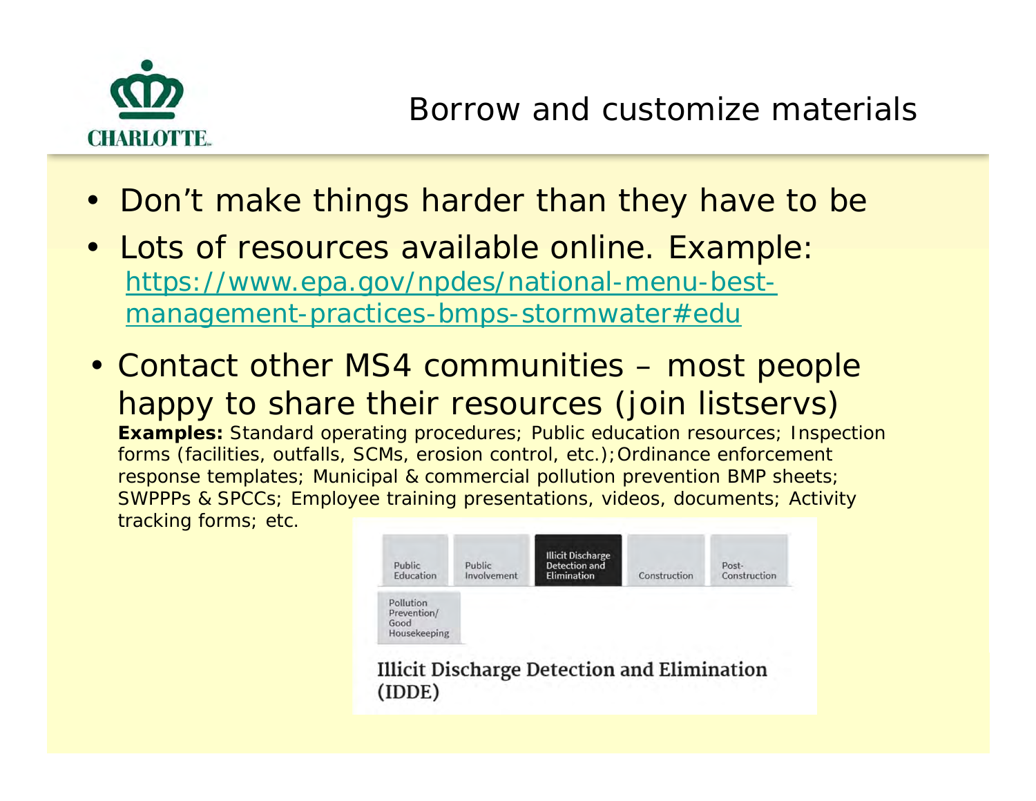# Borrow and customize materials

- Don't make things harder than they have to be
- Lots of resources available online. Example: [https://www.epa.gov/npdes/national-menu-best-management-practices-bmps-stormwater#edu](https://www.epa.gov/npdes/national-menu-best-management-practices-bmps-stormwater#edu)
- Contact other MS4 communities – most people happy to share their resources (join listservs)

  **Examples:** Standard operating procedures; Public education resources; Inspection forms (facilities, outfalls, SCMs, erosion control, etc.); Ordinance enforcement response templates; Municipal & commercial pollution prevention BMP sheets; SWPPPs & SPCCs; Employee training presentations, videos, documents; Activity tracking forms; etc.

Public Education | Public Involvement | Illicit Discharge Detection and Elimination | Construction | Post-Construction | Pollution Prevention/ Good Housekeeping

Illicit Discharge Detection and Elimination (IDDE)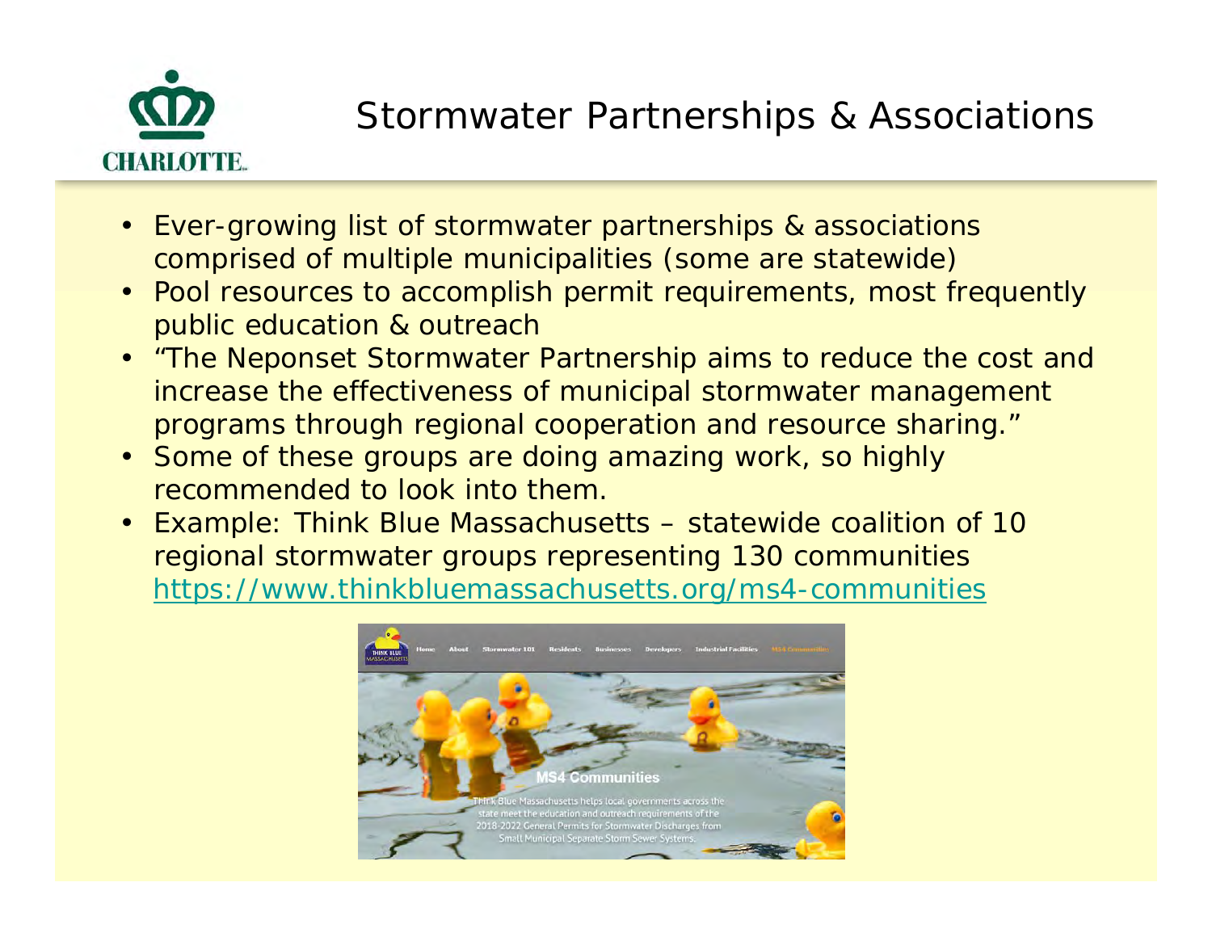# Stormwater Partnerships & Associations

- Ever-growing list of stormwater partnerships & associations comprised of multiple municipalities (some are statewide)
- Pool resources to accomplish permit requirements, most frequently public education & outreach
- "The Neponset Stormwater Partnership aims to reduce the cost and increase the effectiveness of municipal stormwater management programs through regional cooperation and resource sharing."
- Some of these groups are doing amazing work, so highly recommended to look into them.
- Example: Think Blue Massachusetts – statewide coalition of 10 regional stormwater groups representing 130 communities https://www.thinkbluemassachusetts.org/ms4-communities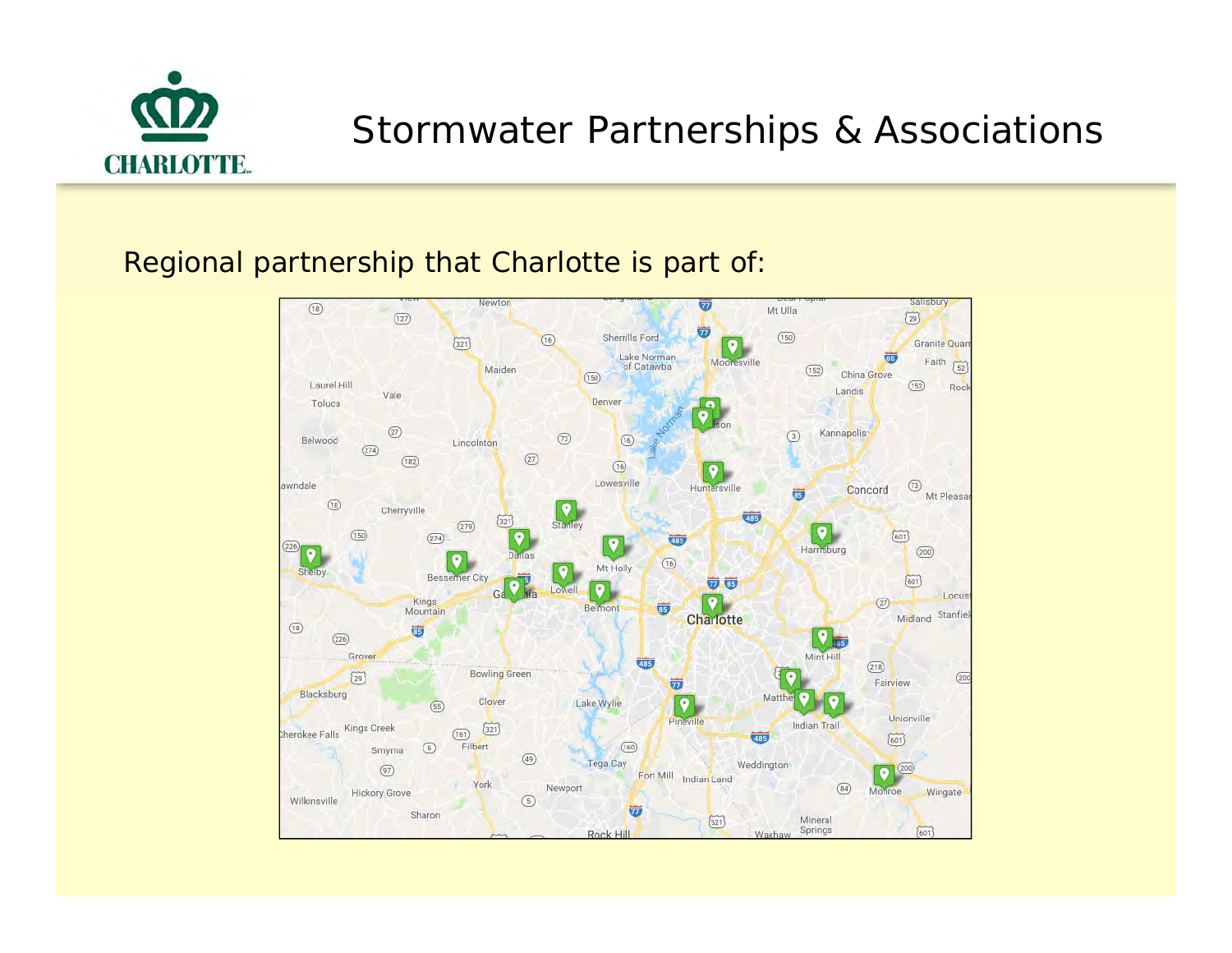# Stormwater Partnerships & Associations

Regional partnership that Charlotte is part of: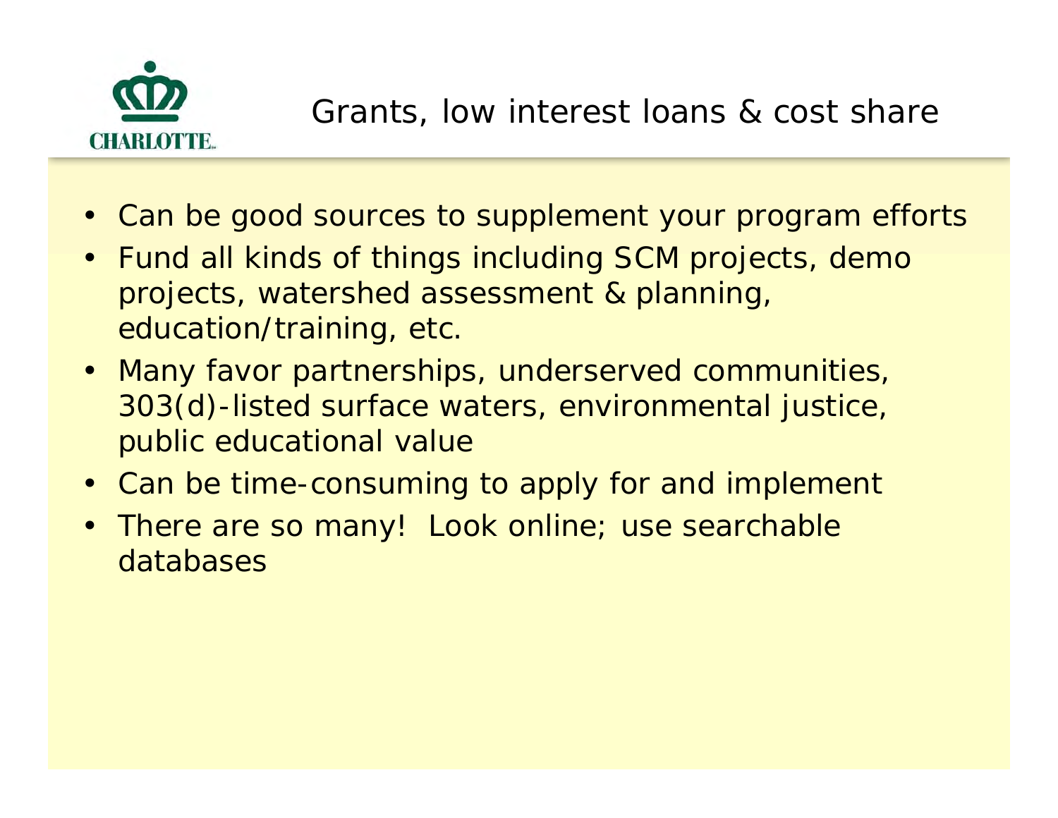# Grants, low interest loans & cost share

- Can be good sources to supplement your program efforts
- Fund all kinds of things including SCM projects, demo projects, watershed assessment & planning, education/training, etc.
- Many favor partnerships, underserved communities, 303(d)-listed surface waters, environmental justice, public educational value
- Can be time-consuming to apply for and implement
- There are so many! Look online; use searchable databases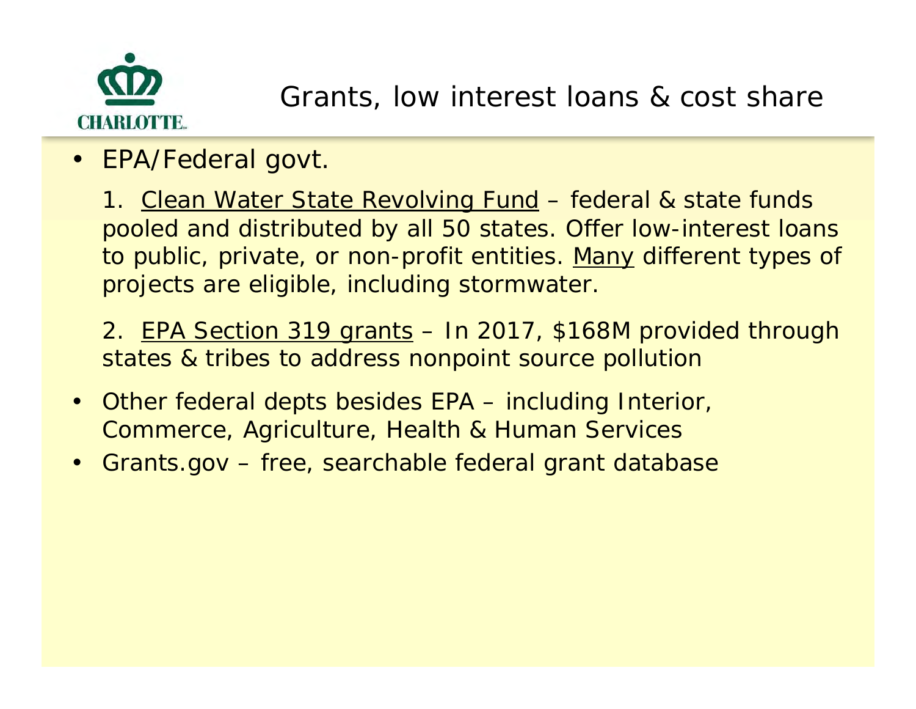# Grants, low interest loans & cost share

- EPA/Federal govt.

  1. Clean Water State Revolving Fund – federal & state funds pooled and distributed by all 50 states. Offer low-interest loans to public, private, or non-profit entities. Many different types of projects are eligible, including stormwater.

  2. EPA Section 319 grants – In 2017, $168M provided through states & tribes to address nonpoint source pollution

- Other federal depts besides EPA – including Interior, Commerce, Agriculture, Health & Human Services
- Grants.gov – free, searchable federal grant database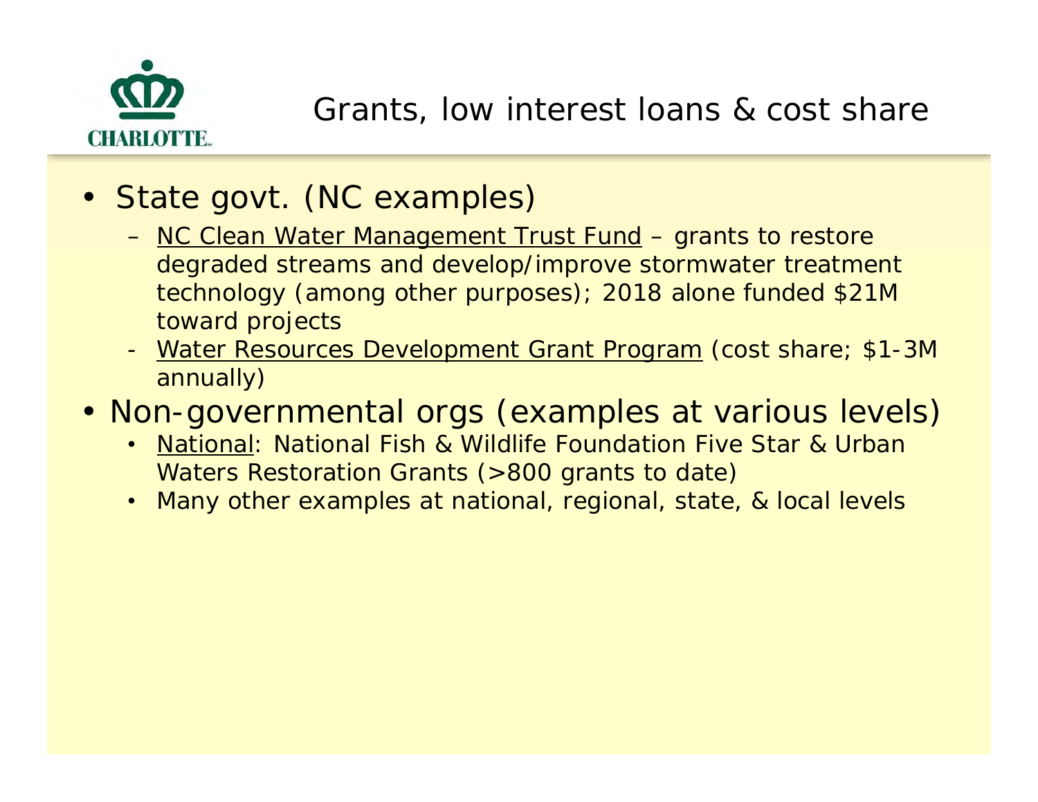# Grants, low interest loans & cost share

- State govt. (NC examples)
  - NC Clean Water Management Trust Fund – grants to restore degraded streams and develop/improve stormwater treatment technology (among other purposes); 2018 alone funded $21M toward projects
  - Water Resources Development Grant Program (cost share; $1-3M annually)
- Non-governmental orgs (examples at various levels)
  - National: National Fish & Wildlife Foundation Five Star & Urban Waters Restoration Grants (>800 grants to date)
  - Many other examples at national, regional, state, & local levels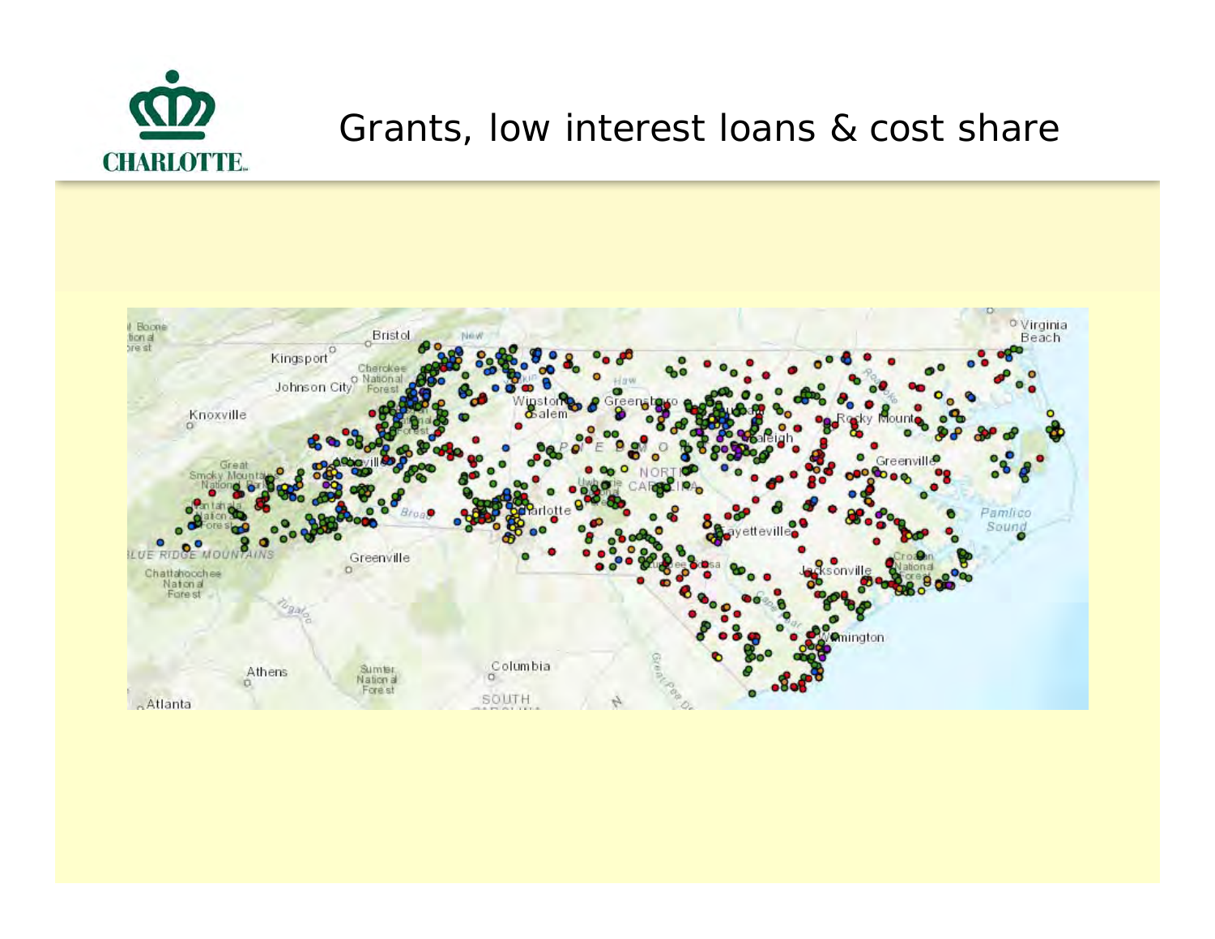# Grants, low interest loans & cost share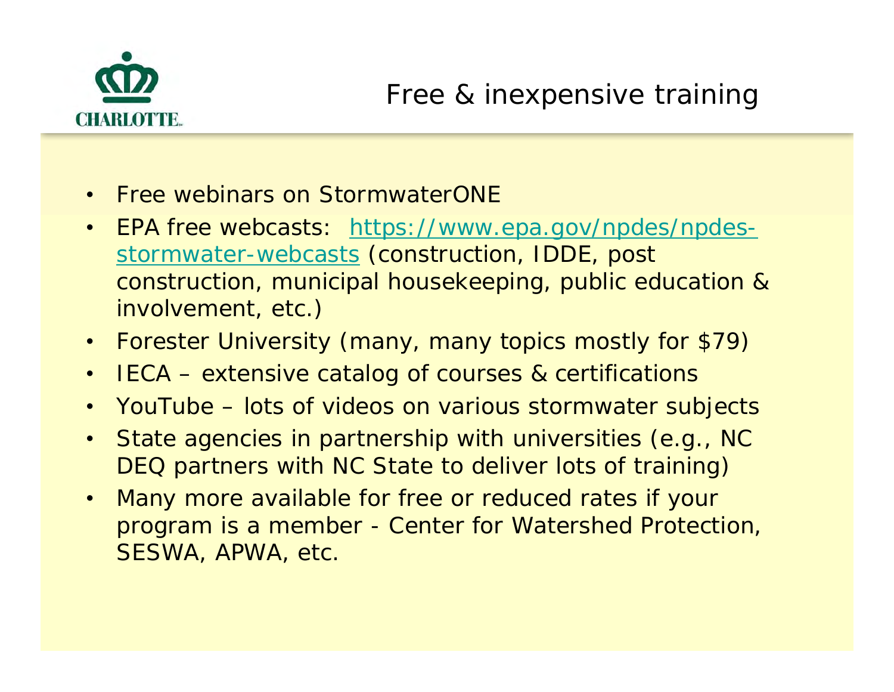# Free & inexpensive training

- Free webinars on StormwaterONE
- EPA free webcasts: https://www.epa.gov/npdes/npdes-stormwater-webcasts (construction, IDDE, post construction, municipal housekeeping, public education & involvement, etc.)
- Forester University (many, many topics mostly for $79)
- IECA – extensive catalog of courses & certifications
- YouTube – lots of videos on various stormwater subjects
- State agencies in partnership with universities (e.g., NC DEQ partners with NC State to deliver lots of training)
- Many more available for free or reduced rates if your program is a member - Center for Watershed Protection, SESWA, APWA, etc.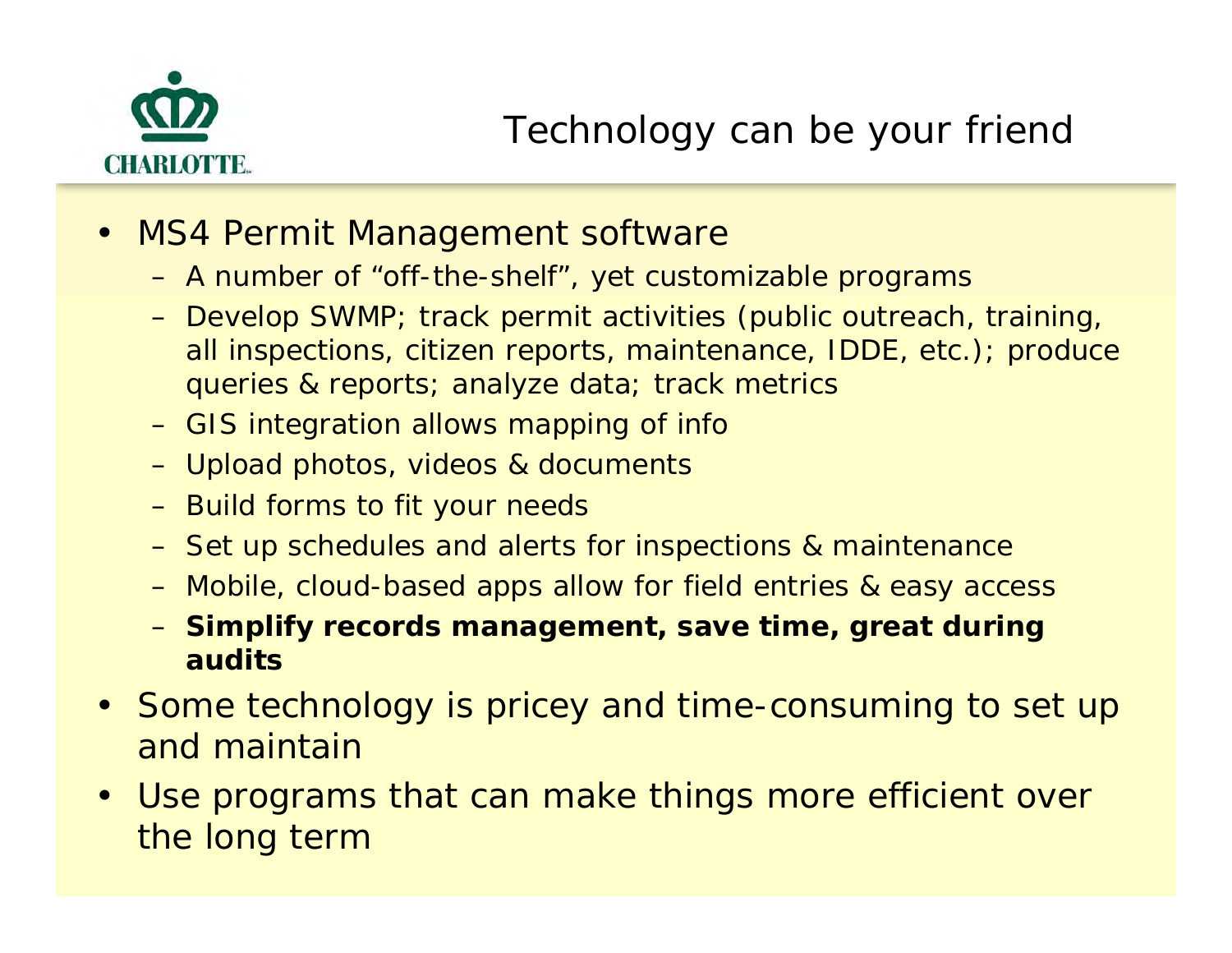# Technology can be your friend

- MS4 Permit Management software
  - A number of “off-the-shelf”, yet customizable programs
  - Develop SWMP; track permit activities (public outreach, training, all inspections, citizen reports, maintenance, IDDE, etc.); produce queries & reports; analyze data; track metrics
  - GIS integration allows mapping of info
  - Upload photos, videos & documents
  - Build forms to fit your needs
  - Set up schedules and alerts for inspections & maintenance
  - Mobile, cloud-based apps allow for field entries & easy access
  - **Simplify records management, save time, great during audits**
- Some technology is pricey and time-consuming to set up and maintain
- Use programs that can make things more efficient over the long term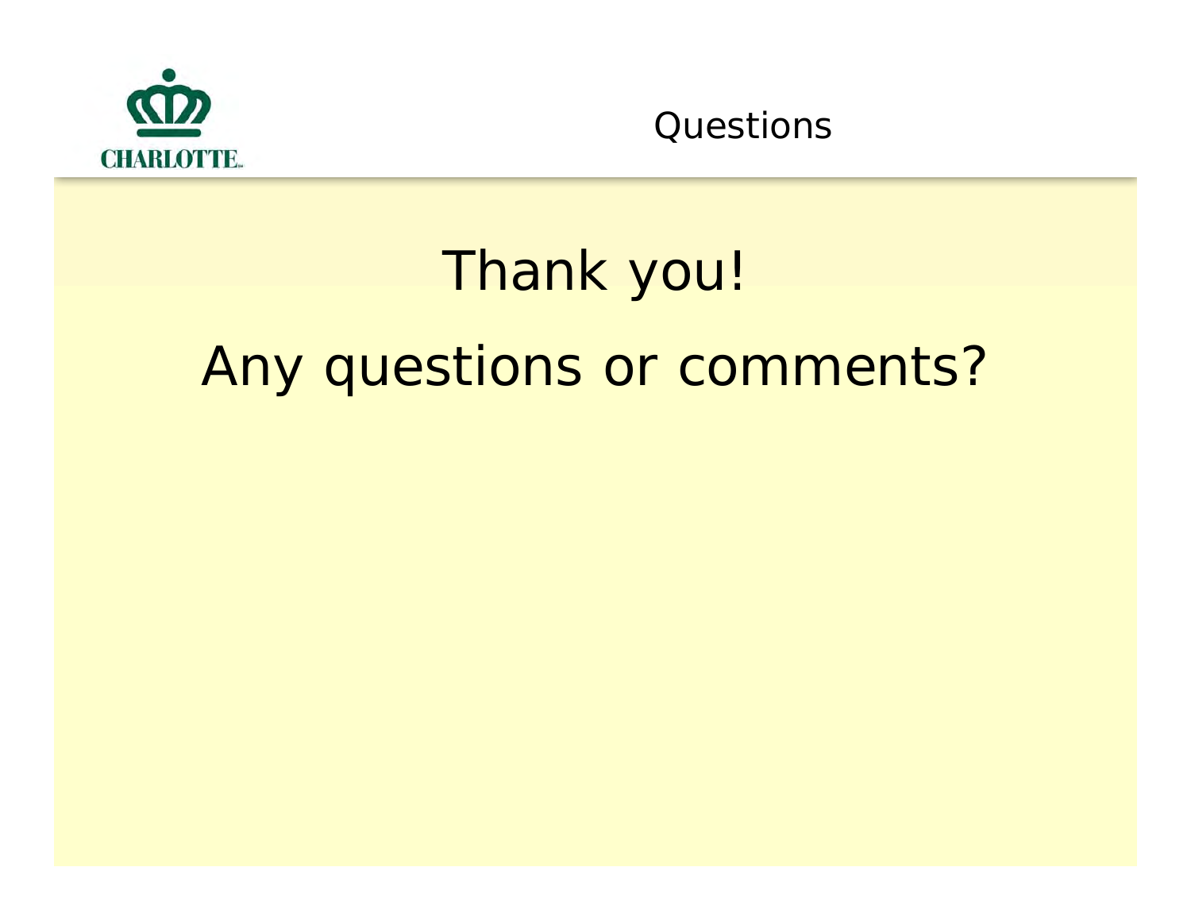## Questions

# Thank you!

# Any questions or comments?